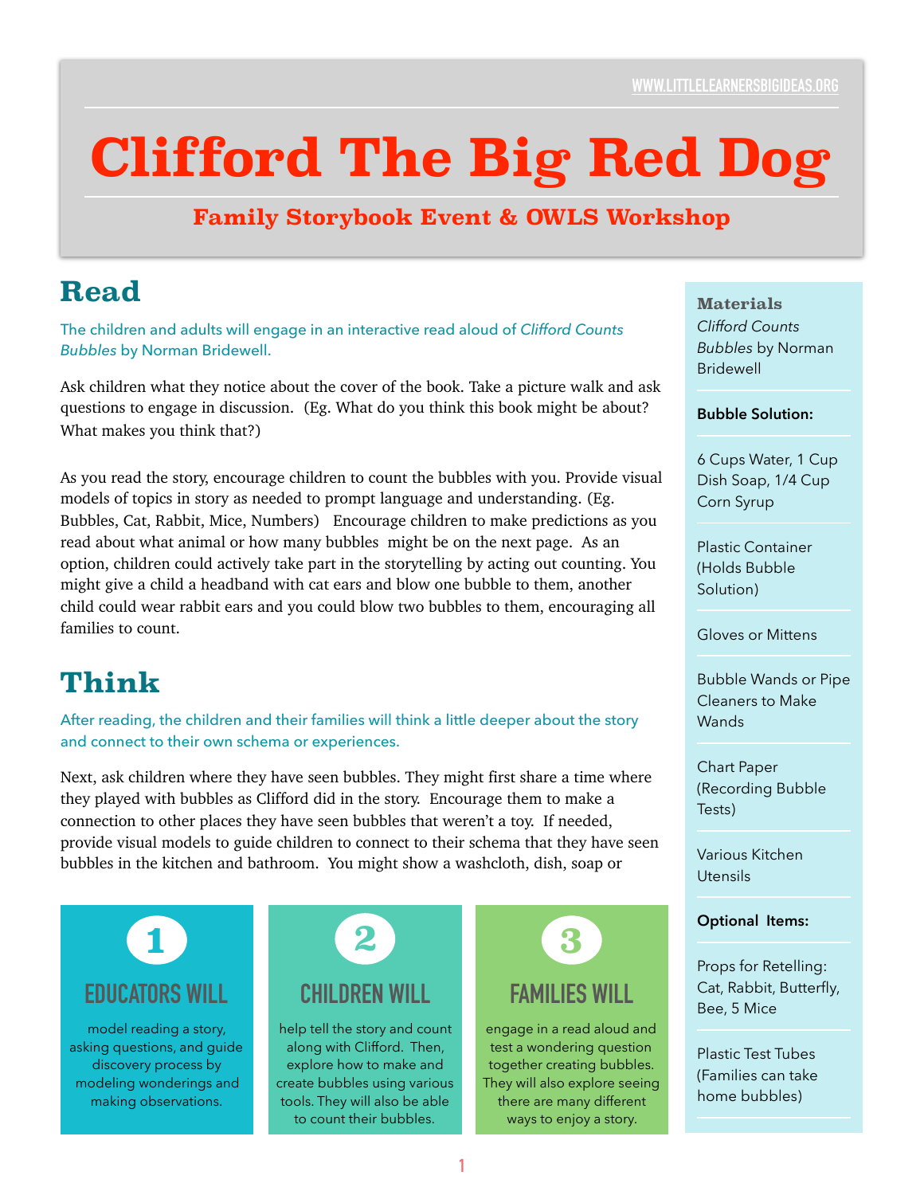WWW.LITTLELEARNERSBIGIDEAS.ORG

# Clifford The Big Red Dog

## Family Storybook Event & OWLS Workshop

## Read

The children and adults will engage in an interactive read aloud of *Clifford Counts Bubbles* by Norman Bridewell.

Ask children what they notice about the cover of the book. Take a picture walk and ask questions to engage in discussion. (Eg. What do you think this book might be about? What makes you think that?)

As you read the story, encourage children to count the bubbles with you. Provide visual models of topics in story as needed to prompt language and understanding. (Eg. Bubbles, Cat, Rabbit, Mice, Numbers) Encourage children to make predictions as you read about what animal or how many bubbles might be on the next page. As an option, children could actively take part in the storytelling by acting out counting. You might give a child a headband with cat ears and blow one bubble to them, another child could wear rabbit ears and you could blow two bubbles to them, encouraging all families to count.

## Think

After reading, the children and their families will think a little deeper about the story and connect to their own schema or experiences.

Next, ask children where they have seen bubbles. They might first share a time where they played with bubbles as Clifford did in the story. Encourage them to make a connection to other places they have seen bubbles that weren't a toy. If needed, provide visual models to guide children to connect to their schema that they have seen bubbles in the kitchen and bathroom. You might show a washcloth, dish, soap or

### 1 EDUCATORS WILL

model reading a story, asking questions, and guide discovery process by modeling wonderings and making observations.

### 2 CHILDREN WILL

help tell the story and count along with Clifford. Then, explore how to make and create bubbles using various tools. They will also be able to count their bubbles.

### 3 FAMILIES WILL

engage in a read aloud and test a wondering question together creating bubbles. They will also explore seeing there are many different ways to enjoy a story.

### Materials

*Clifford Counts Bubbles* by Norman Bridewell

**Bubble Solution:**

- 6 Cups Water, 1 Cup Dish Soap, 1/4 Cup Corn Syrup
- Plastic Container (Holds Bubble Solution)
- Gloves or Mittens
- Bubble Wands or Pipe Cleaners to Make Wands
- Chart Paper (Recording Bubble Tests)
- Various Kitchen Utensils

**Optional Items:**

- Props for Retelling: Cat, Rabbit, Butterfly, Bee, 5 Mice
- Plastic Test Tubes (Families can take home bubbles)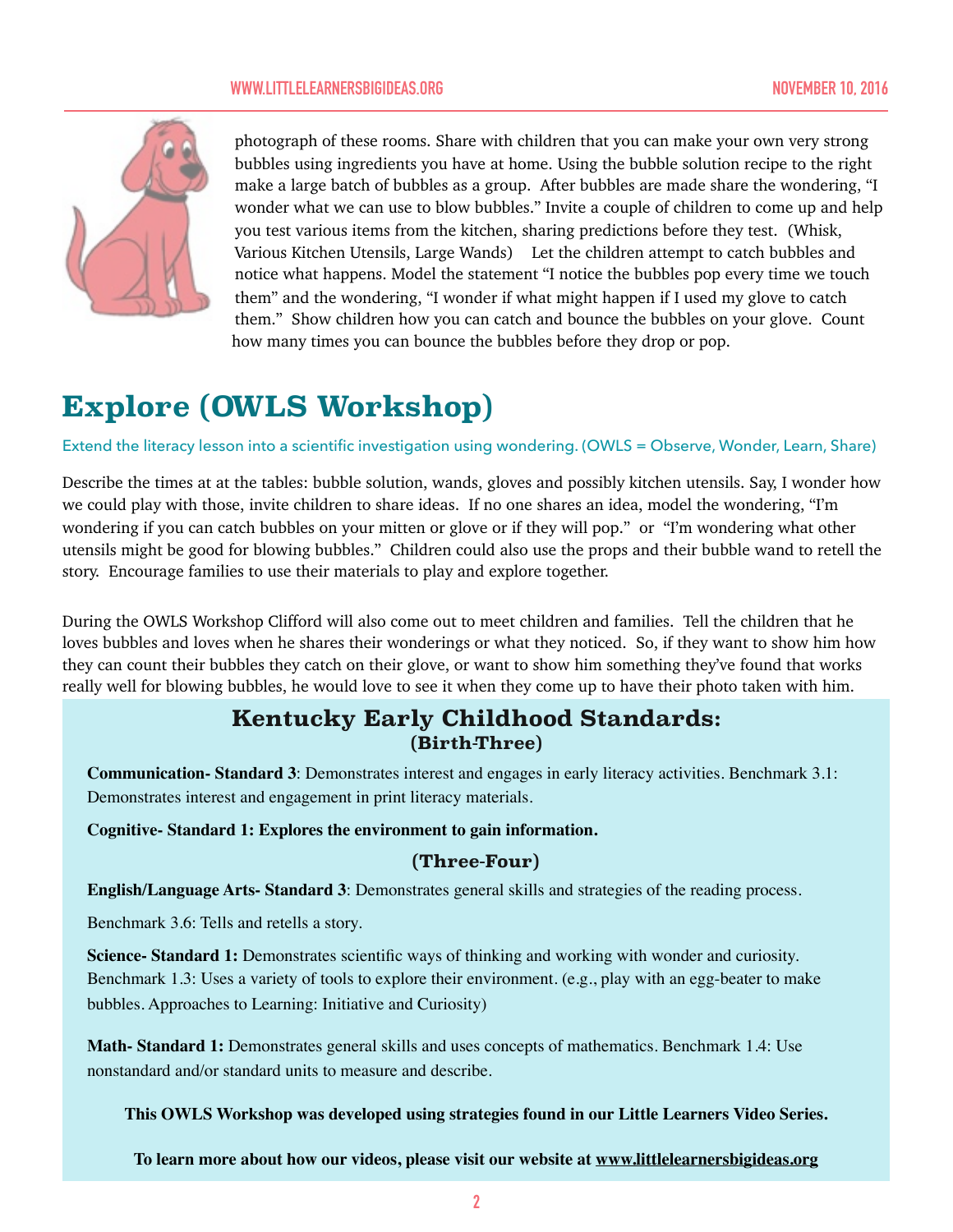photograph of these rooms. Share with children that you can make your own very strong bubbles using ingredients you have at home. Using the bubble solution recipe to the right make a large batch of bubbles as a group. After bubbles are made share the wondering, "I wonder what we can use to blow bubbles." Invite a couple of children to come up and help you test various items from the kitchen, sharing predictions before they test. (Whisk, Various Kitchen Utensils, Large Wands) Let the children attempt to catch bubbles and notice what happens. Model the statement "I notice the bubbles pop every time we touch them" and the wondering, "I wonder if what might happen if I used my glove to catch them." Show children how you can catch and bounce the bubbles on your glove. Count how many times you can bounce the bubbles before they drop or pop.

# Explore (OWLS Workshop)

Extend the literacy lesson into a scientific investigation using wondering. (OWLS = Observe, Wonder, Learn, Share)

Describe the times at at the tables: bubble solution, wands, gloves and possibly kitchen utensils. Say, I wonder how we could play with those, invite children to share ideas. If no one shares an idea, model the wondering, "I'm wondering if you can catch bubbles on your mitten or glove or if they will pop." or "I'm wondering what other utensils might be good for blowing bubbles." Children could also use the props and their bubble wand to retell the story. Encourage families to use their materials to play and explore together.

During the OWLS Workshop Clifford will also come out to meet children and families. Tell the children that he loves bubbles and loves when he shares their wonderings or what they noticed. So, if they want to show him how they can count their bubbles they catch on their glove, or want to show him something they've found that works really well for blowing bubbles, he would love to see it when they come up to have their photo taken with him.

## Kentucky Early Childhood Standards:

### (Birth-Three)

**Communication- Standard 3**: Demonstrates interest and engages in early literacy activities. Benchmark 3.1: Demonstrates interest and engagement in print literacy materials.

**Cognitive- Standard 1: Explores the environment to gain information.**

### (Three-Four)

**English/Language Arts- Standard 3**: Demonstrates general skills and strategies of the reading process.

Benchmark 3.6: Tells and retells a story.

**Science- Standard 1:** Demonstrates scientific ways of thinking and working with wonder and curiosity. Benchmark 1.3: Uses a variety of tools to explore their environment. (e.g., play with an egg-beater to make bubbles. Approaches to Learning: Initiative and Curiosity)

**Math- Standard 1:** Demonstrates general skills and uses concepts of mathematics. Benchmark 1.4: Use nonstandard and/or standard units to measure and describe.

**This OWLS Workshop was developed using strategies found in our Little Learners Video Series.**

**To learn more about how our videos, please visit our website at www.littlelearnersbigideas.org**